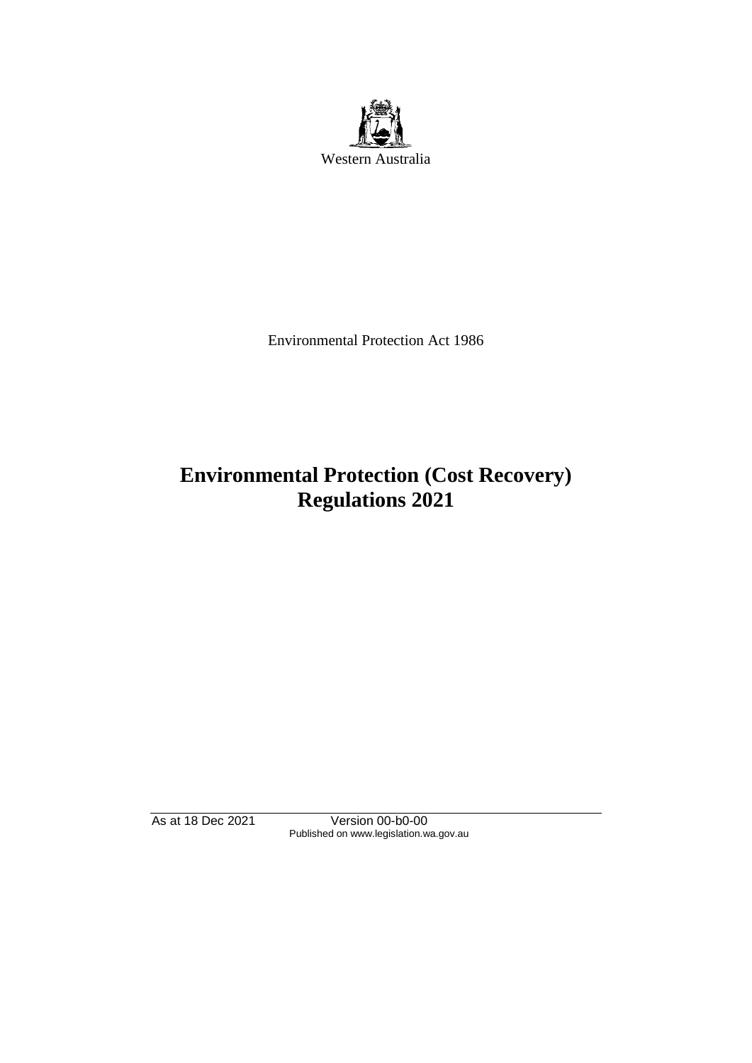Western Australia

Environmental Protection Act 1986

# Environmental Protection (Cost Recovery) Regulations 2021

As at 18 Dec 2021 Version 00-b0-00
Published on www.legislation.wa.gov.au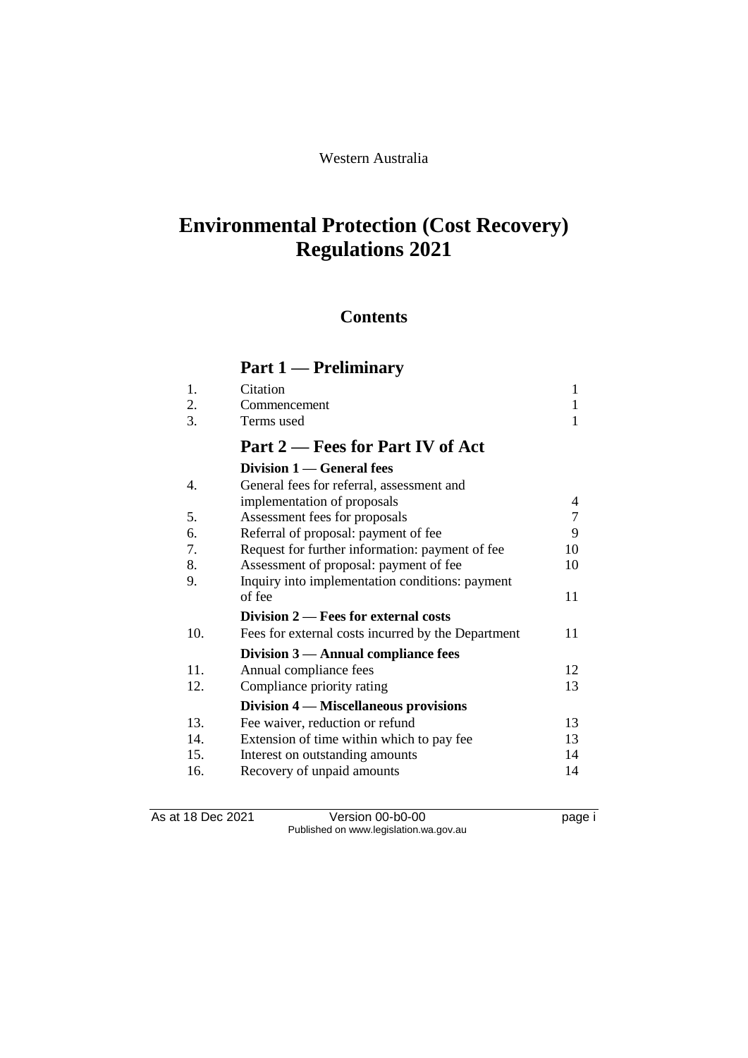Western Australia

# Environmental Protection (Cost Recovery) Regulations 2021

## Contents

### Part 1 — Preliminary

| | | |
|---|---|---|
| 1. | Citation | 1 |
| 2. | Commencement | 1 |
| 3. | Terms used | 1 |

### Part 2 — Fees for Part IV of Act

**Division 1 — General fees**

| | | |
|---|---|---|
| 4. | General fees for referral, assessment and implementation of proposals | 4 |
| 5. | Assessment fees for proposals | 7 |
| 6. | Referral of proposal: payment of fee | 9 |
| 7. | Request for further information: payment of fee | 10 |
| 8. | Assessment of proposal: payment of fee | 10 |
| 9. | Inquiry into implementation conditions: payment of fee | 11 |

**Division 2 — Fees for external costs**

| | | |
|---|---|---|
| 10. | Fees for external costs incurred by the Department | 11 |

**Division 3 — Annual compliance fees**

| | | |
|---|---|---|
| 11. | Annual compliance fees | 12 |
| 12. | Compliance priority rating | 13 |

**Division 4 — Miscellaneous provisions**

| | | |
|---|---|---|
| 13. | Fee waiver, reduction or refund | 13 |
| 14. | Extension of time within which to pay fee | 13 |
| 15. | Interest on outstanding amounts | 14 |
| 16. | Recovery of unpaid amounts | 14 |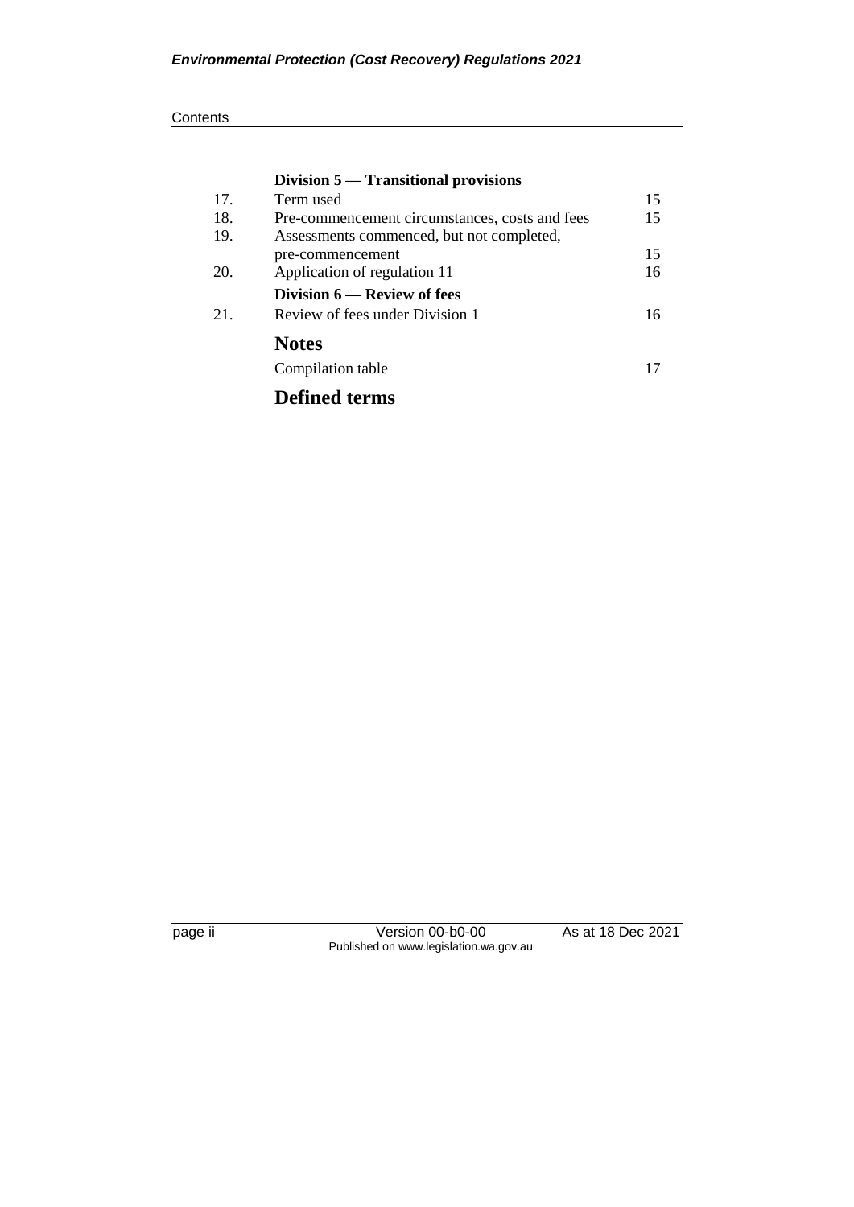| | **Division 5 — Transitional provisions** | |
|---|---|---|
| 17. | Term used | 15 |
| 18. | Pre-commencement circumstances, costs and fees | 15 |
| 19. | Assessments commenced, but not completed, pre-commencement | 15 |
| 20. | Application of regulation 11 | 16 |
| | **Division 6 — Review of fees** | |
| 21. | Review of fees under Division 1 | 16 |

## Notes

| | |
|---|---|
| Compilation table | 17 |

## Defined terms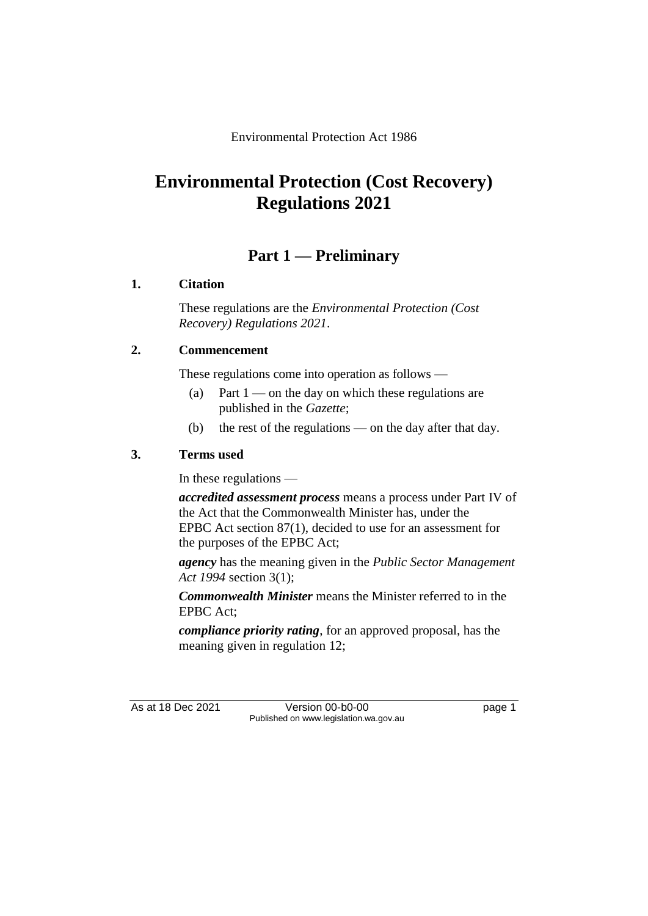Environmental Protection Act 1986

# Environmental Protection (Cost Recovery) Regulations 2021

## Part 1 — Preliminary

### 1. Citation

These regulations are the *Environmental Protection (Cost Recovery) Regulations 2021*.

### 2. Commencement

These regulations come into operation as follows —

(a) Part 1 — on the day on which these regulations are published in the *Gazette*;

(b) the rest of the regulations — on the day after that day.

### 3. Terms used

In these regulations —

***accredited assessment process*** means a process under Part IV of the Act that the Commonwealth Minister has, under the EPBC Act section 87(1), decided to use for an assessment for the purposes of the EPBC Act;

***agency*** has the meaning given in the *Public Sector Management Act 1994* section 3(1);

***Commonwealth Minister*** means the Minister referred to in the EPBC Act;

***compliance priority rating***, for an approved proposal, has the meaning given in regulation 12;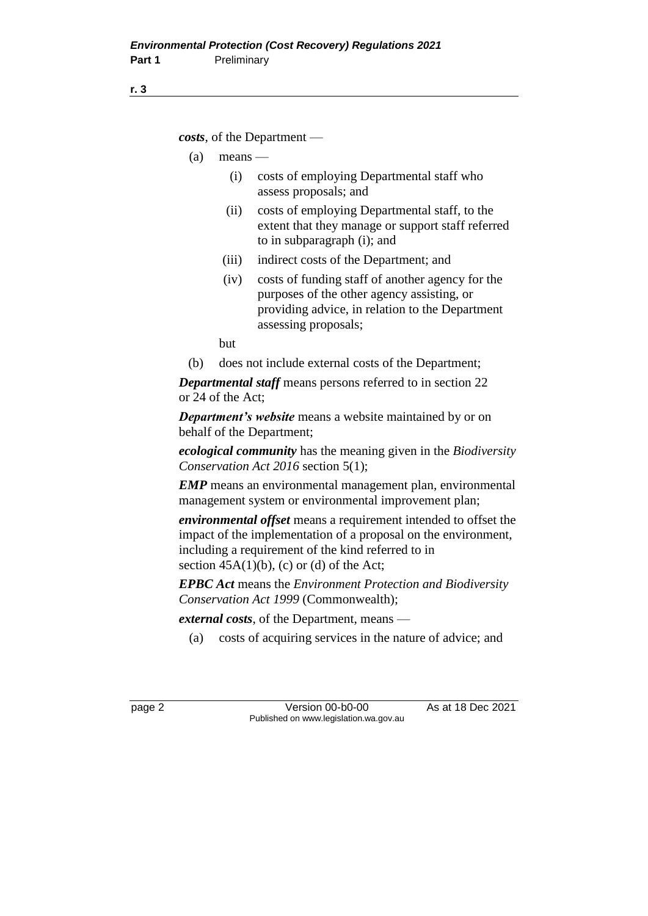***costs***, of the Department —

(a) means —

(i) costs of employing Departmental staff who assess proposals; and

(ii) costs of employing Departmental staff, to the extent that they manage or support staff referred to in subparagraph (i); and

(iii) indirect costs of the Department; and

(iv) costs of funding staff of another agency for the purposes of the other agency assisting, or providing advice, in relation to the Department assessing proposals;

but

(b) does not include external costs of the Department;

***Departmental staff*** means persons referred to in section 22 or 24 of the Act;

***Department's website*** means a website maintained by or on behalf of the Department;

***ecological community*** has the meaning given in the *Biodiversity Conservation Act 2016* section 5(1);

***EMP*** means an environmental management plan, environmental management system or environmental improvement plan;

***environmental offset*** means a requirement intended to offset the impact of the implementation of a proposal on the environment, including a requirement of the kind referred to in section 45A(1)(b), (c) or (d) of the Act;

***EPBC Act*** means the *Environment Protection and Biodiversity Conservation Act 1999* (Commonwealth);

***external costs***, of the Department, means —

(a) costs of acquiring services in the nature of advice; and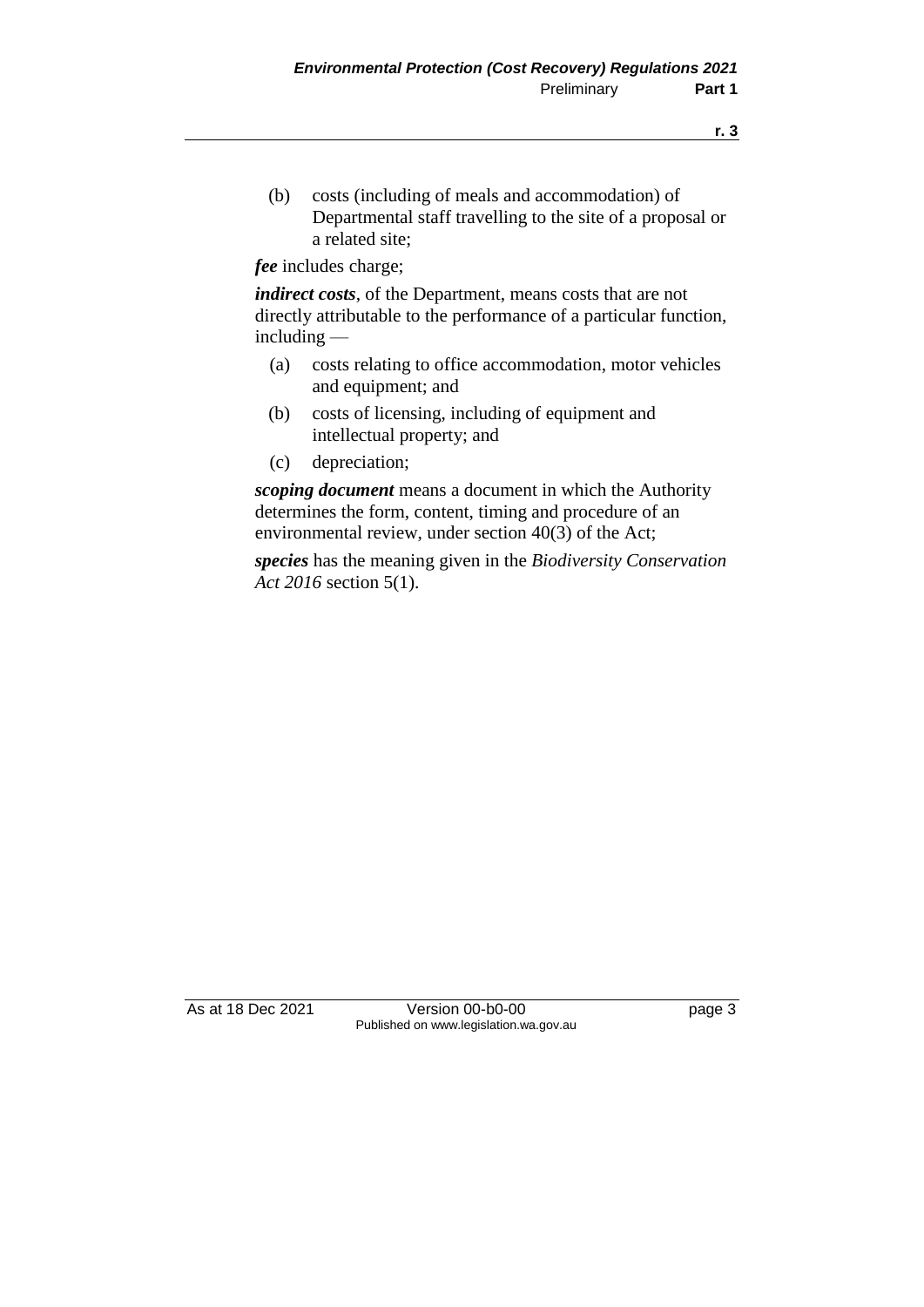(b) costs (including of meals and accommodation) of Departmental staff travelling to the site of a proposal or a related site;

***fee*** includes charge;

***indirect costs***, of the Department, means costs that are not directly attributable to the performance of a particular function, including —

(a) costs relating to office accommodation, motor vehicles and equipment; and

(b) costs of licensing, including of equipment and intellectual property; and

(c) depreciation;

***scoping document*** means a document in which the Authority determines the form, content, timing and procedure of an environmental review, under section 40(3) of the Act;

***species*** has the meaning given in the *Biodiversity Conservation Act 2016* section 5(1).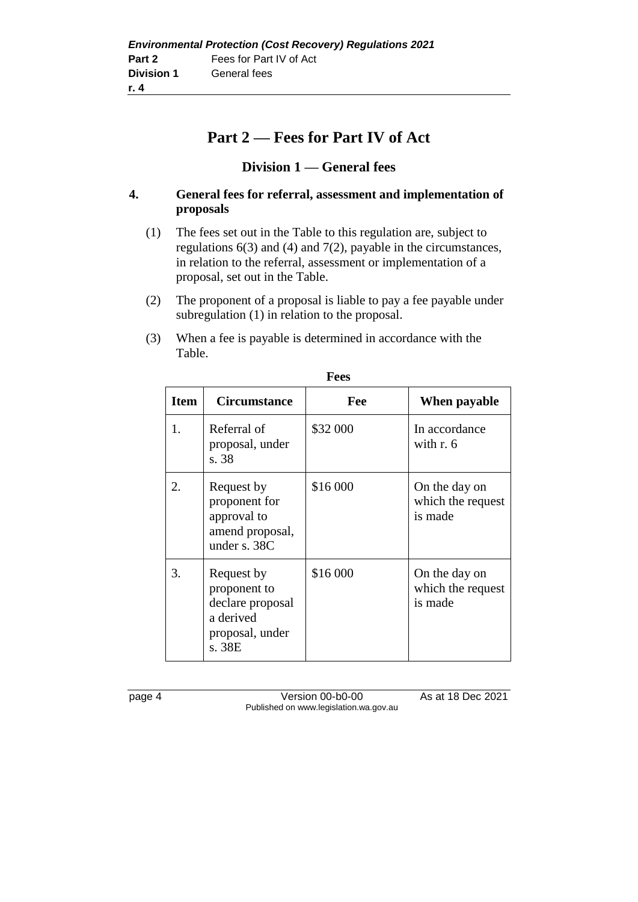# Part 2 — Fees for Part IV of Act

## Division 1 — General fees

### 4. General fees for referral, assessment and implementation of proposals

(1) The fees set out in the Table to this regulation are, subject to regulations 6(3) and (4) and 7(2), payable in the circumstances, in relation to the referral, assessment or implementation of a proposal, set out in the Table.

(2) The proponent of a proposal is liable to pay a fee payable under subregulation (1) in relation to the proposal.

(3) When a fee is payable is determined in accordance with the Table.

**Fees**

| Item | Circumstance | Fee | When payable |
|---|---|---|---|
| 1. | Referral of proposal, under s. 38 | \$32 000 | In accordance with r. 6 |
| 2. | Request by proponent for approval to amend proposal, under s. 38C | \$16 000 | On the day on which the request is made |
| 3. | Request by proponent to declare proposal a derived proposal, under s. 38E | \$16 000 | On the day on which the request is made |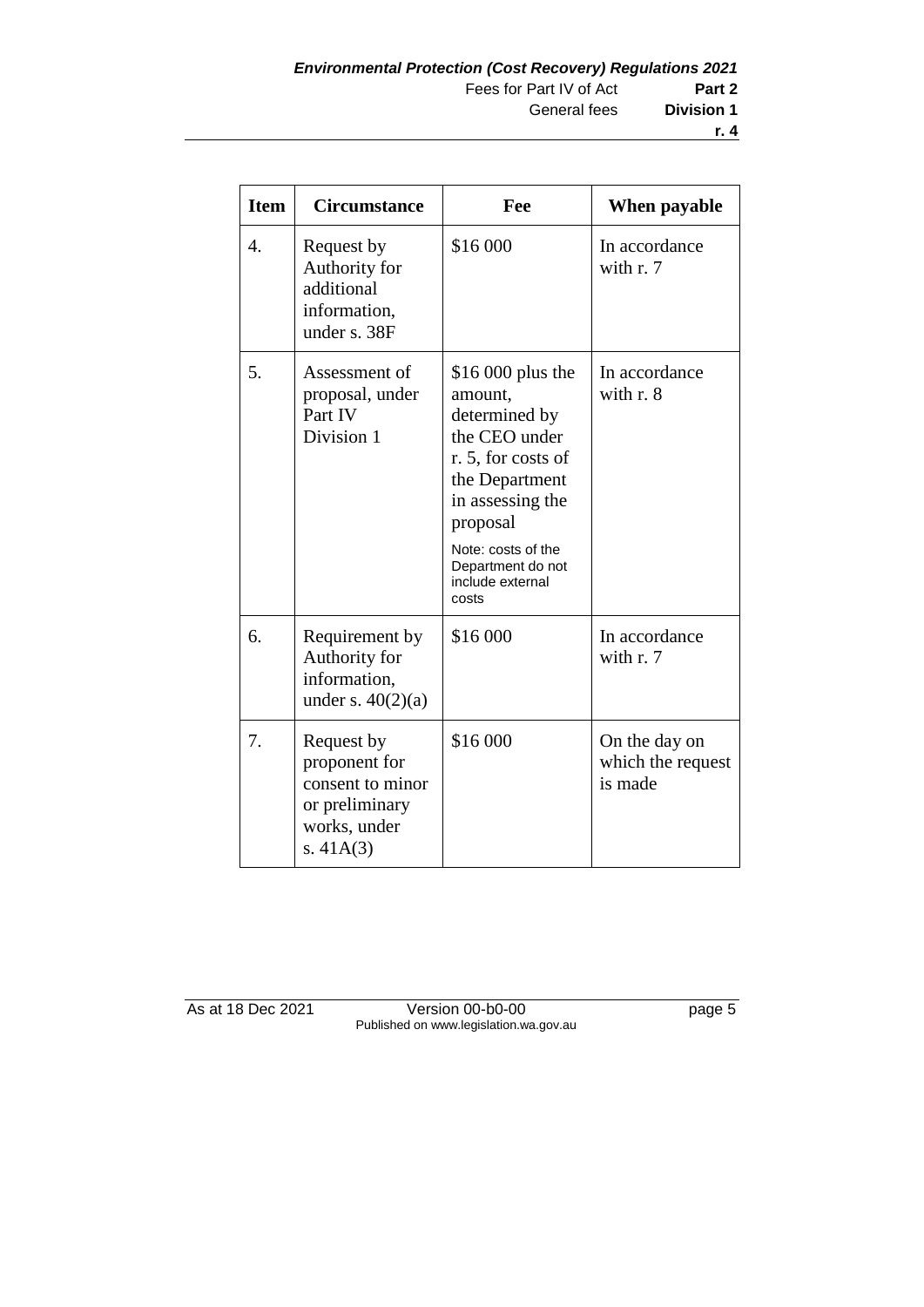| Item | Circumstance | Fee | When payable |
|---|---|---|---|
| 4. | Request by Authority for additional information, under s. 38F | \$16 000 | In accordance with r. 7 |
| 5. | Assessment of proposal, under Part IV Division 1 | \$16 000 plus the amount, determined by the CEO under r. 5, for costs of the Department in assessing the proposal<br><br>Note: costs of the Department do not include external costs | In accordance with r. 8 |
| 6. | Requirement by Authority for information, under s. 40(2)(a) | \$16 000 | In accordance with r. 7 |
| 7. | Request by proponent for consent to minor or preliminary works, under s. 41A(3) | \$16 000 | On the day on which the request is made |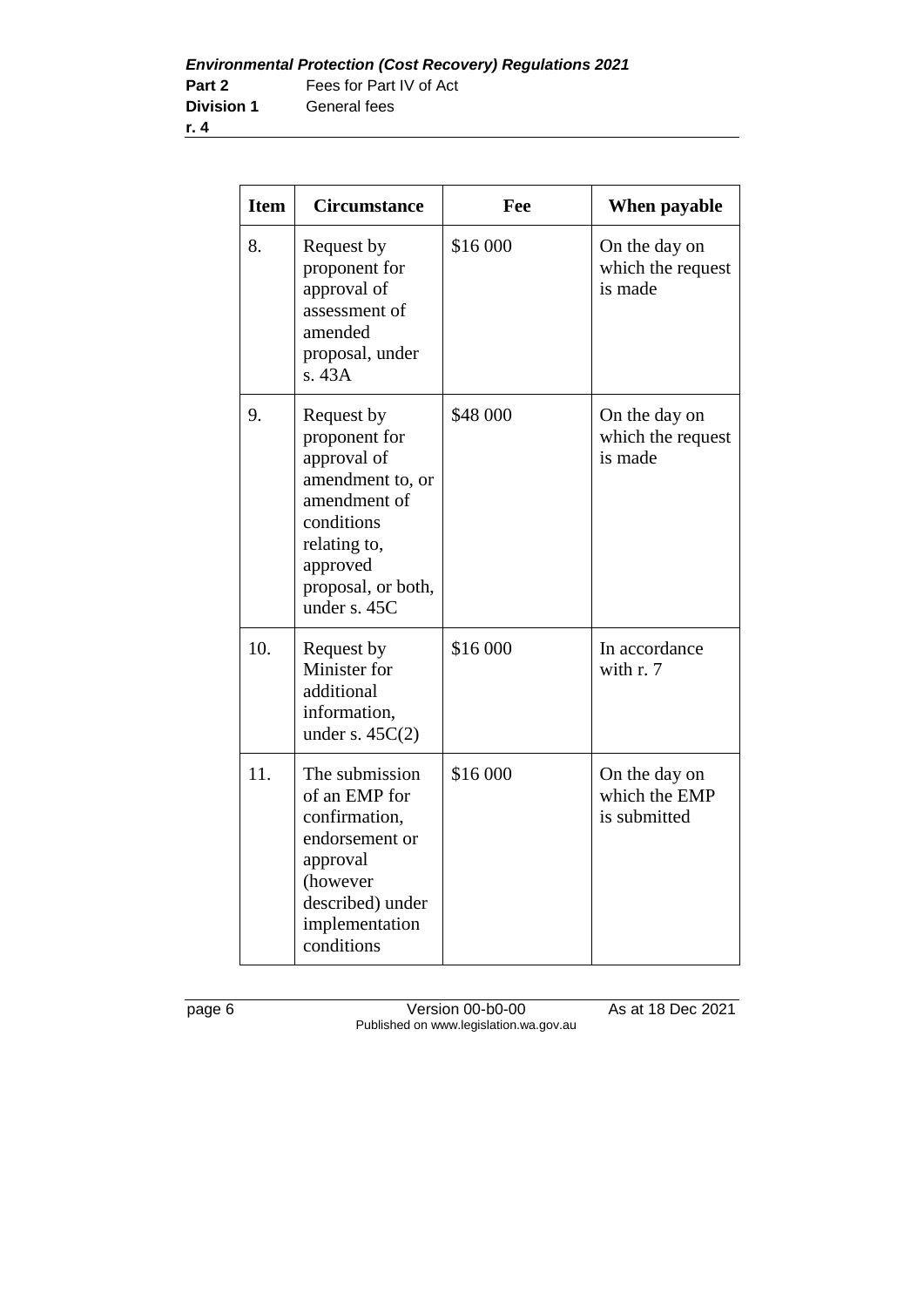| Item | Circumstance | Fee | When payable |
|---|---|---|---|
| 8. | Request by proponent for approval of assessment of amended proposal, under s. 43A | $16 000 | On the day on which the request is made |
| 9. | Request by proponent for approval of amendment to, or amendment of conditions relating to, approved proposal, or both, under s. 45C | $48 000 | On the day on which the request is made |
| 10. | Request by Minister for additional information, under s. 45C(2) | $16 000 | In accordance with r. 7 |
| 11. | The submission of an EMP for confirmation, endorsement or approval (however described) under implementation conditions | $16 000 | On the day on which the EMP is submitted |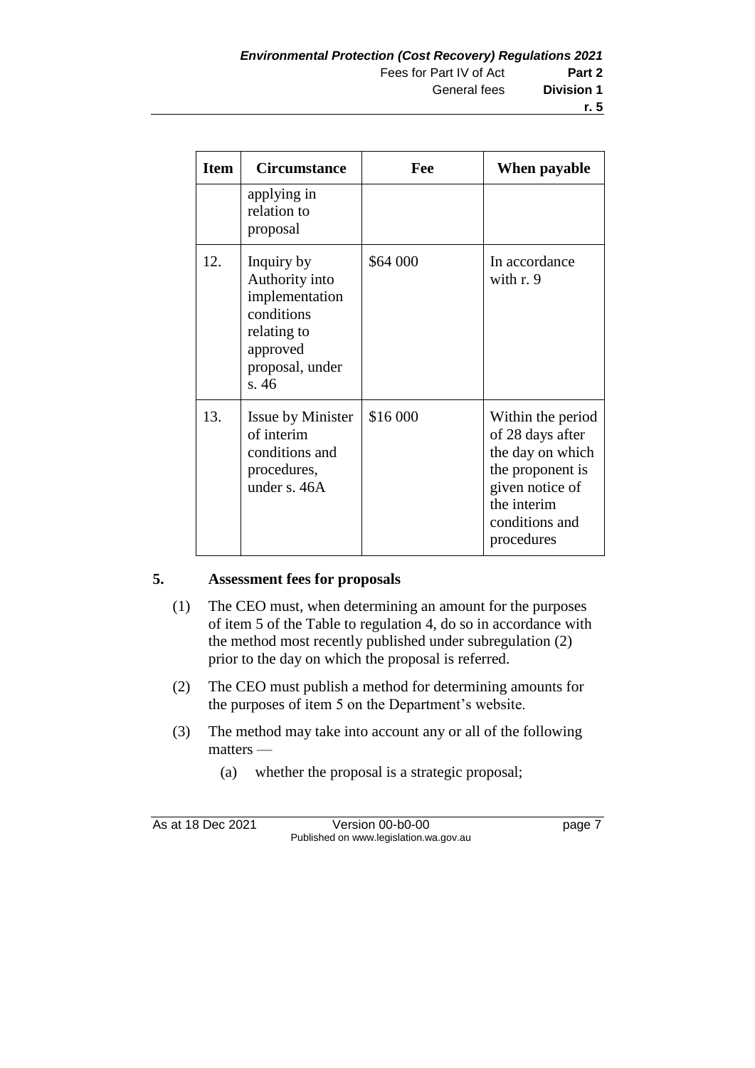| Item | Circumstance | Fee | When payable |
|---|---|---|---|
| | applying in relation to proposal | | |
| 12. | Inquiry by Authority into implementation conditions relating to approved proposal, under s. 46 | $64 000 | In accordance with r. 9 |
| 13. | Issue by Minister of interim conditions and procedures, under s. 46A | $16 000 | Within the period of 28 days after the day on which the proponent is given notice of the interim conditions and procedures |

## 5. Assessment fees for proposals

(1) The CEO must, when determining an amount for the purposes of item 5 of the Table to regulation 4, do so in accordance with the method most recently published under subregulation (2) prior to the day on which the proposal is referred.

(2) The CEO must publish a method for determining amounts for the purposes of item 5 on the Department's website.

(3) The method may take into account any or all of the following matters —

(a) whether the proposal is a strategic proposal;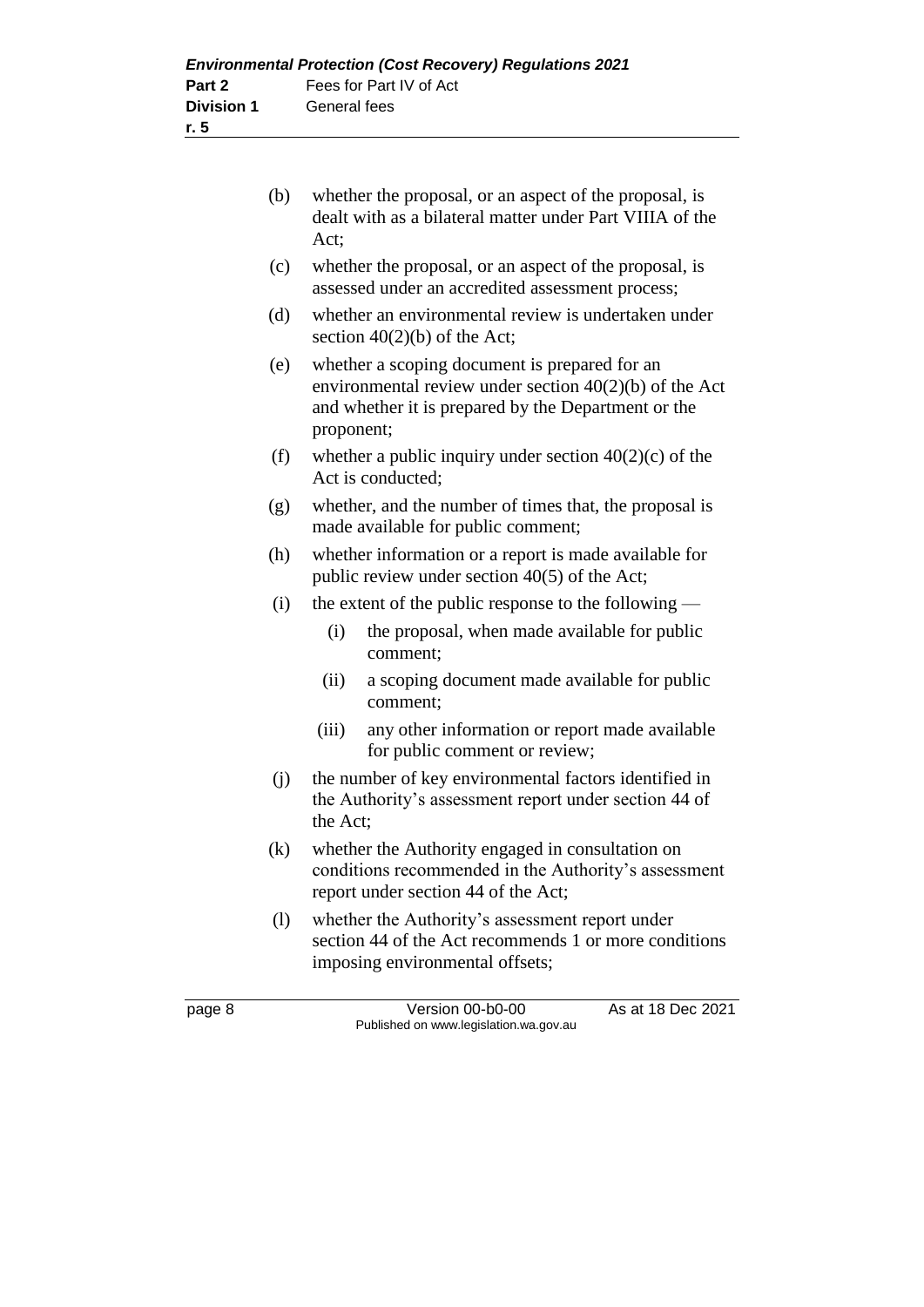(b) whether the proposal, or an aspect of the proposal, is dealt with as a bilateral matter under Part VIIIA of the Act;

(c) whether the proposal, or an aspect of the proposal, is assessed under an accredited assessment process;

(d) whether an environmental review is undertaken under section 40(2)(b) of the Act;

(e) whether a scoping document is prepared for an environmental review under section 40(2)(b) of the Act and whether it is prepared by the Department or the proponent;

(f) whether a public inquiry under section 40(2)(c) of the Act is conducted;

(g) whether, and the number of times that, the proposal is made available for public comment;

(h) whether information or a report is made available for public review under section 40(5) of the Act;

(i) the extent of the public response to the following —

  (i) the proposal, when made available for public comment;

  (ii) a scoping document made available for public comment;

  (iii) any other information or report made available for public comment or review;

(j) the number of key environmental factors identified in the Authority's assessment report under section 44 of the Act;

(k) whether the Authority engaged in consultation on conditions recommended in the Authority's assessment report under section 44 of the Act;

(l) whether the Authority's assessment report under section 44 of the Act recommends 1 or more conditions imposing environmental offsets;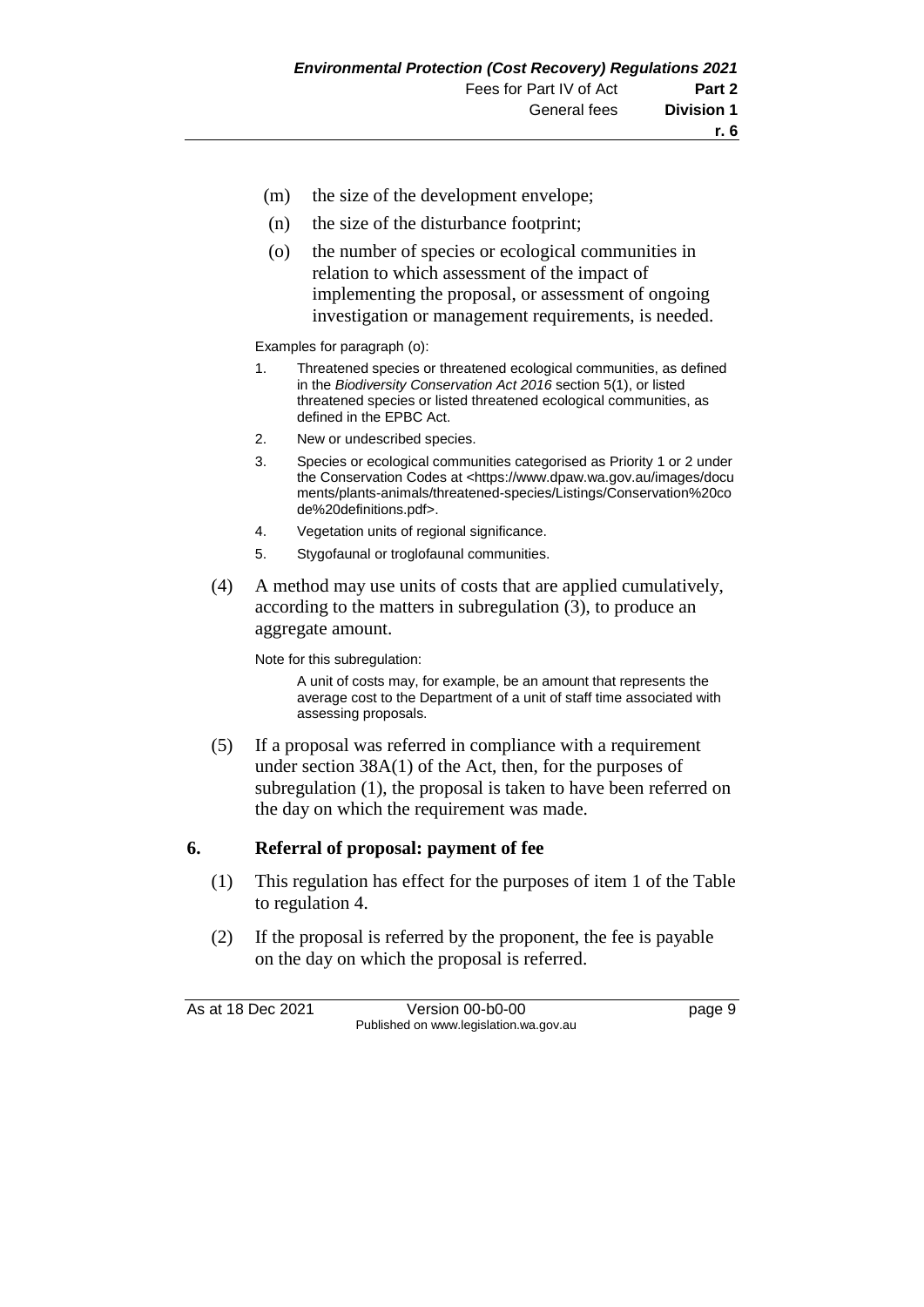(m) the size of the development envelope;

(n) the size of the disturbance footprint;

(o) the number of species or ecological communities in relation to which assessment of the impact of implementing the proposal, or assessment of ongoing investigation or management requirements, is needed.

Examples for paragraph (o):

1. Threatened species or threatened ecological communities, as defined in the *Biodiversity Conservation Act 2016* section 5(1), or listed threatened species or listed threatened ecological communities, as defined in the EPBC Act.
2. New or undescribed species.
3. Species or ecological communities categorised as Priority 1 or 2 under the Conservation Codes at <https://www.dpaw.wa.gov.au/images/documents/plants-animals/threatened-species/Listings/Conservation%20code%20definitions.pdf>.
4. Vegetation units of regional significance.
5. Stygofaunal or troglofaunal communities.

(4) A method may use units of costs that are applied cumulatively, according to the matters in subregulation (3), to produce an aggregate amount.

Note for this subregulation:

> A unit of costs may, for example, be an amount that represents the average cost to the Department of a unit of staff time associated with assessing proposals.

(5) If a proposal was referred in compliance with a requirement under section 38A(1) of the Act, then, for the purposes of subregulation (1), the proposal is taken to have been referred on the day on which the requirement was made.

## 6. Referral of proposal: payment of fee

(1) This regulation has effect for the purposes of item 1 of the Table to regulation 4.

(2) If the proposal is referred by the proponent, the fee is payable on the day on which the proposal is referred.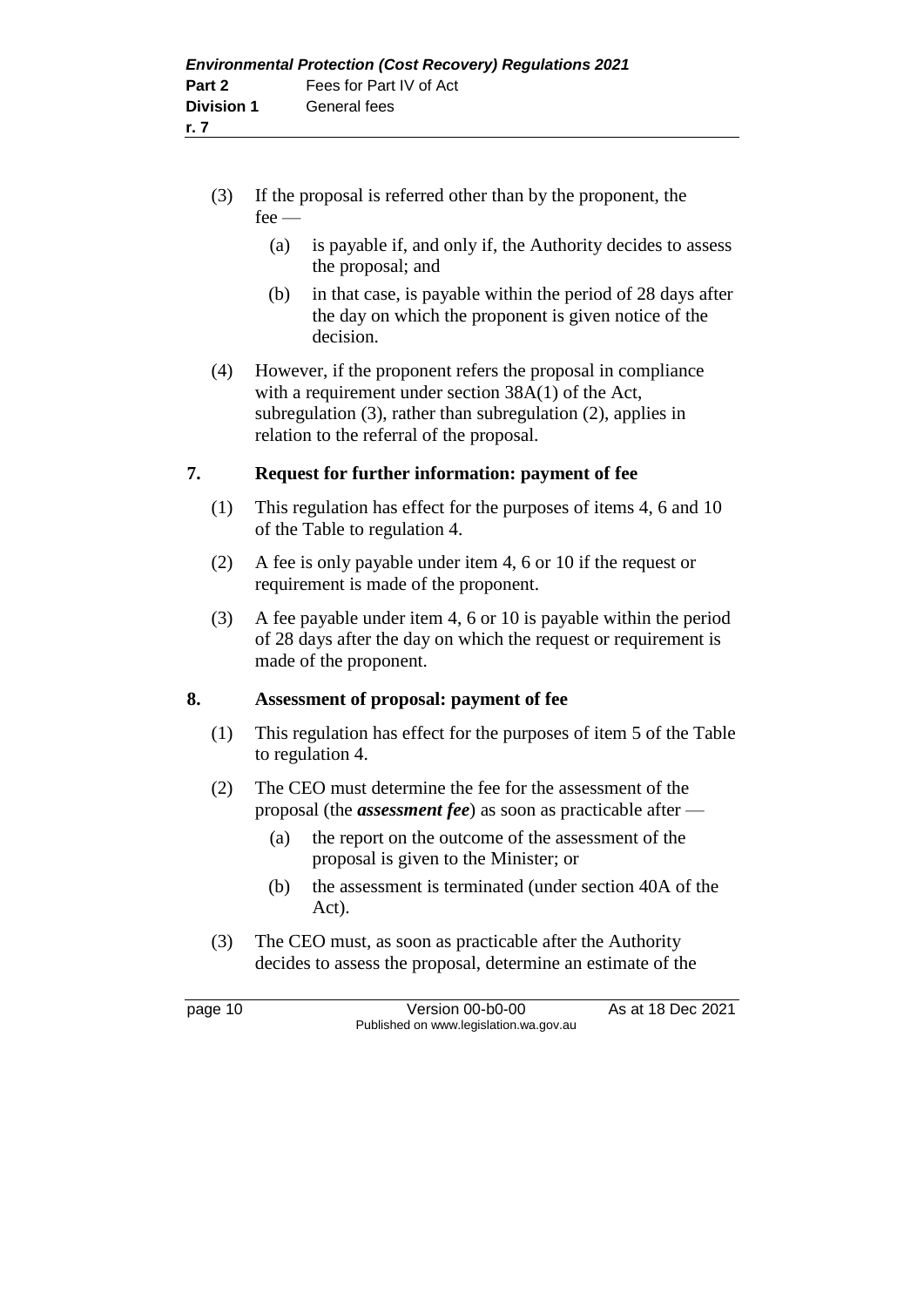(3) If the proposal is referred other than by the proponent, the fee —

(a) is payable if, and only if, the Authority decides to assess the proposal; and

(b) in that case, is payable within the period of 28 days after the day on which the proponent is given notice of the decision.

(4) However, if the proponent refers the proposal in compliance with a requirement under section 38A(1) of the Act, subregulation (3), rather than subregulation (2), applies in relation to the referral of the proposal.

## 7. Request for further information: payment of fee

(1) This regulation has effect for the purposes of items 4, 6 and 10 of the Table to regulation 4.

(2) A fee is only payable under item 4, 6 or 10 if the request or requirement is made of the proponent.

(3) A fee payable under item 4, 6 or 10 is payable within the period of 28 days after the day on which the request or requirement is made of the proponent.

## 8. Assessment of proposal: payment of fee

(1) This regulation has effect for the purposes of item 5 of the Table to regulation 4.

(2) The CEO must determine the fee for the assessment of the proposal (the ***assessment fee***) as soon as practicable after —

(a) the report on the outcome of the assessment of the proposal is given to the Minister; or

(b) the assessment is terminated (under section 40A of the Act).

(3) The CEO must, as soon as practicable after the Authority decides to assess the proposal, determine an estimate of the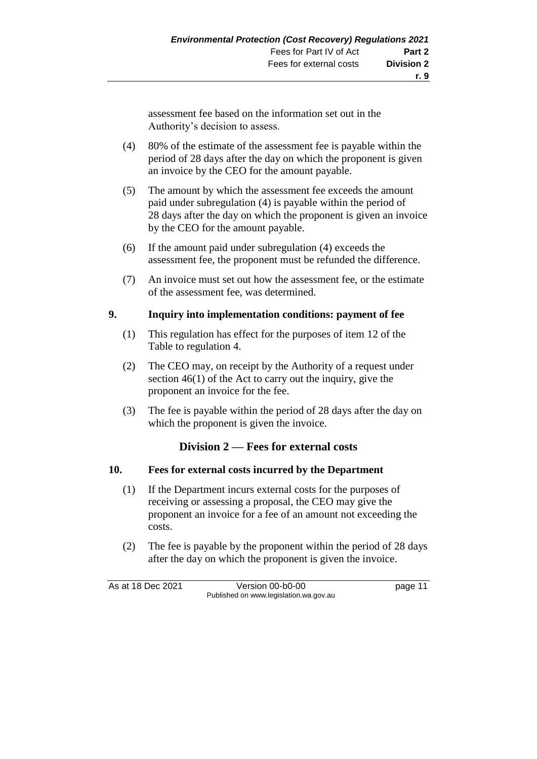assessment fee based on the information set out in the Authority's decision to assess.

(4) 80% of the estimate of the assessment fee is payable within the period of 28 days after the day on which the proponent is given an invoice by the CEO for the amount payable.

(5) The amount by which the assessment fee exceeds the amount paid under subregulation (4) is payable within the period of 28 days after the day on which the proponent is given an invoice by the CEO for the amount payable.

(6) If the amount paid under subregulation (4) exceeds the assessment fee, the proponent must be refunded the difference.

(7) An invoice must set out how the assessment fee, or the estimate of the assessment fee, was determined.

### 9. Inquiry into implementation conditions: payment of fee

(1) This regulation has effect for the purposes of item 12 of the Table to regulation 4.

(2) The CEO may, on receipt by the Authority of a request under section 46(1) of the Act to carry out the inquiry, give the proponent an invoice for the fee.

(3) The fee is payable within the period of 28 days after the day on which the proponent is given the invoice.

## Division 2 — Fees for external costs

### 10. Fees for external costs incurred by the Department

(1) If the Department incurs external costs for the purposes of receiving or assessing a proposal, the CEO may give the proponent an invoice for a fee of an amount not exceeding the costs.

(2) The fee is payable by the proponent within the period of 28 days after the day on which the proponent is given the invoice.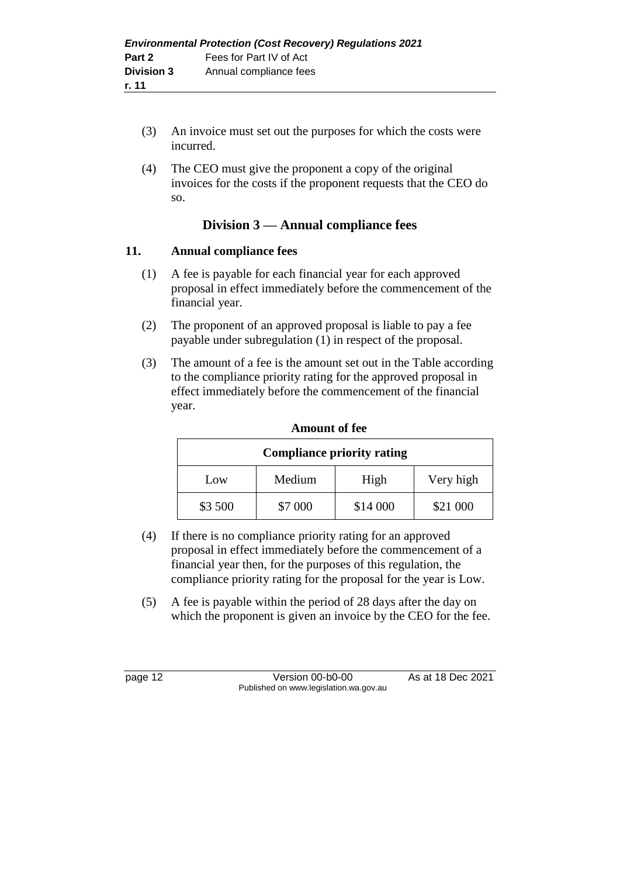(3) An invoice must set out the purposes for which the costs were incurred.

(4) The CEO must give the proponent a copy of the original invoices for the costs if the proponent requests that the CEO do so.

## Division 3 — Annual compliance fees

### 11. Annual compliance fees

(1) A fee is payable for each financial year for each approved proposal in effect immediately before the commencement of the financial year.

(2) The proponent of an approved proposal is liable to pay a fee payable under subregulation (1) in respect of the proposal.

(3) The amount of a fee is the amount set out in the Table according to the compliance priority rating for the approved proposal in effect immediately before the commencement of the financial year.

**Amount of fee**

| Compliance priority rating | | | |
|---|---|---|---|
| Low | Medium | High | Very high |
| $3 500 | $7 000 | $14 000 | $21 000 |

(4) If there is no compliance priority rating for an approved proposal in effect immediately before the commencement of a financial year then, for the purposes of this regulation, the compliance priority rating for the proposal for the year is Low.

(5) A fee is payable within the period of 28 days after the day on which the proponent is given an invoice by the CEO for the fee.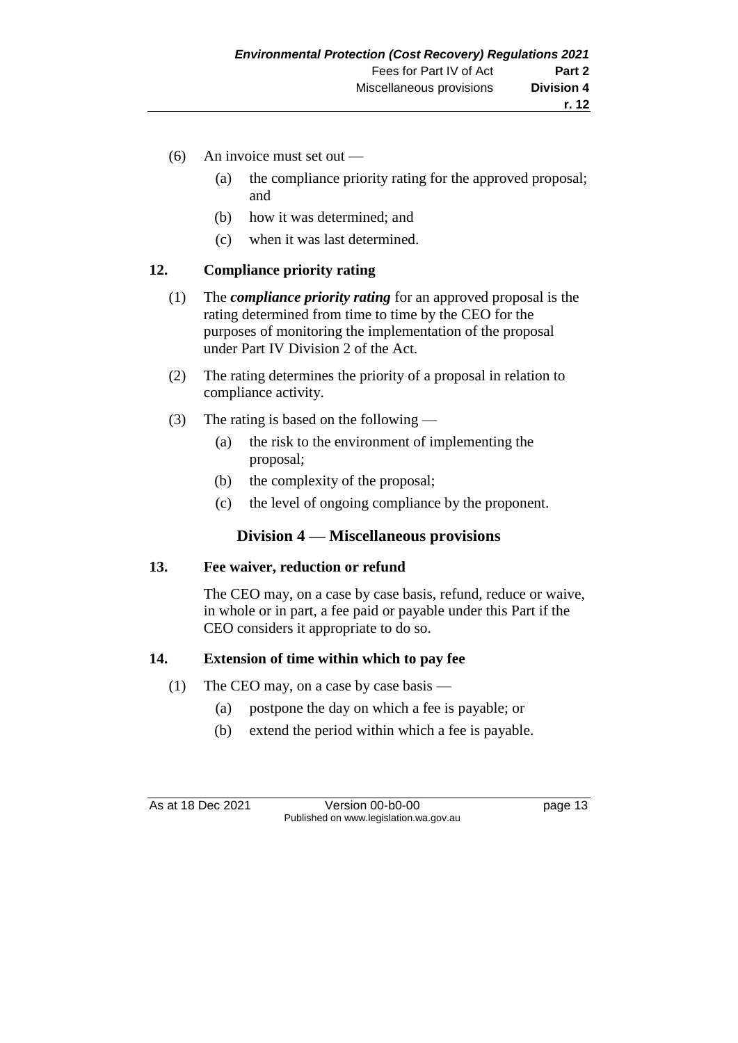(6) An invoice must set out —

(a) the compliance priority rating for the approved proposal; and

(b) how it was determined; and

(c) when it was last determined.

### 12. Compliance priority rating

(1) The ***compliance priority rating*** for an approved proposal is the rating determined from time to time by the CEO for the purposes of monitoring the implementation of the proposal under Part IV Division 2 of the Act.

(2) The rating determines the priority of a proposal in relation to compliance activity.

(3) The rating is based on the following —

(a) the risk to the environment of implementing the proposal;

(b) the complexity of the proposal;

(c) the level of ongoing compliance by the proponent.

## Division 4 — Miscellaneous provisions

### 13. Fee waiver, reduction or refund

The CEO may, on a case by case basis, refund, reduce or waive, in whole or in part, a fee paid or payable under this Part if the CEO considers it appropriate to do so.

### 14. Extension of time within which to pay fee

(1) The CEO may, on a case by case basis —

(a) postpone the day on which a fee is payable; or

(b) extend the period within which a fee is payable.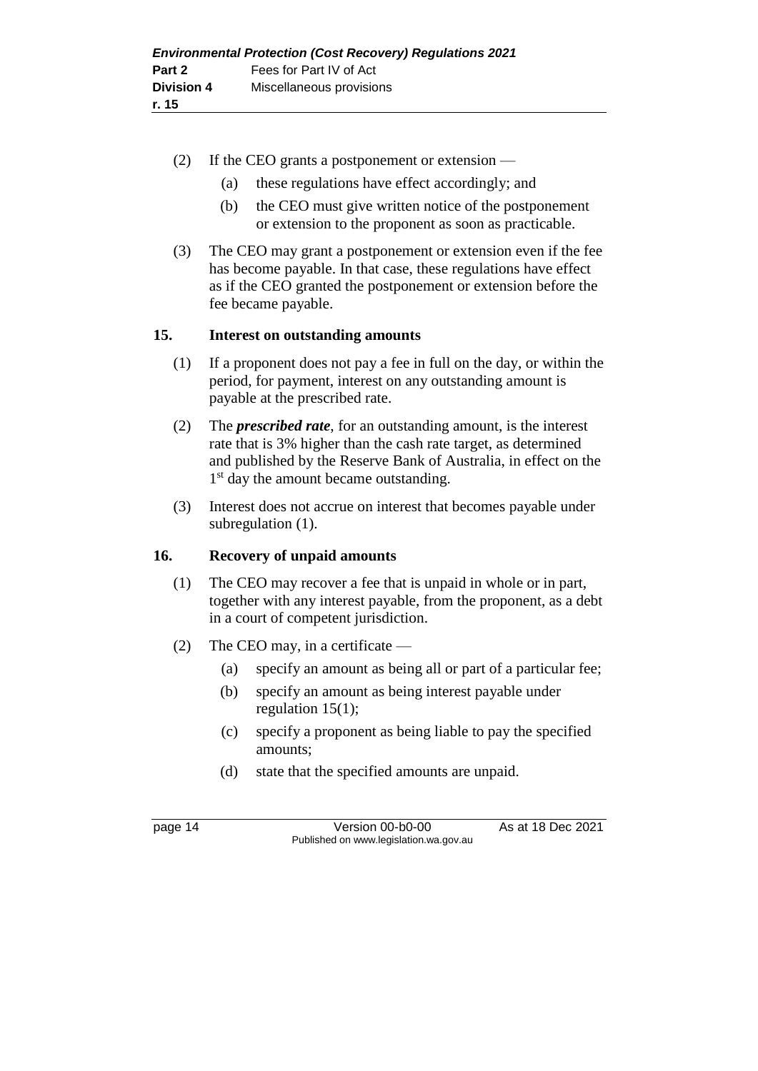(2) If the CEO grants a postponement or extension —

(a) these regulations have effect accordingly; and

(b) the CEO must give written notice of the postponement or extension to the proponent as soon as practicable.

(3) The CEO may grant a postponement or extension even if the fee has become payable. In that case, these regulations have effect as if the CEO granted the postponement or extension before the fee became payable.

## 15. Interest on outstanding amounts

(1) If a proponent does not pay a fee in full on the day, or within the period, for payment, interest on any outstanding amount is payable at the prescribed rate.

(2) The ***prescribed rate***, for an outstanding amount, is the interest rate that is 3% higher than the cash rate target, as determined and published by the Reserve Bank of Australia, in effect on the 1st day the amount became outstanding.

(3) Interest does not accrue on interest that becomes payable under subregulation (1).

## 16. Recovery of unpaid amounts

(1) The CEO may recover a fee that is unpaid in whole or in part, together with any interest payable, from the proponent, as a debt in a court of competent jurisdiction.

(2) The CEO may, in a certificate —

(a) specify an amount as being all or part of a particular fee;

(b) specify an amount as being interest payable under regulation 15(1);

(c) specify a proponent as being liable to pay the specified amounts;

(d) state that the specified amounts are unpaid.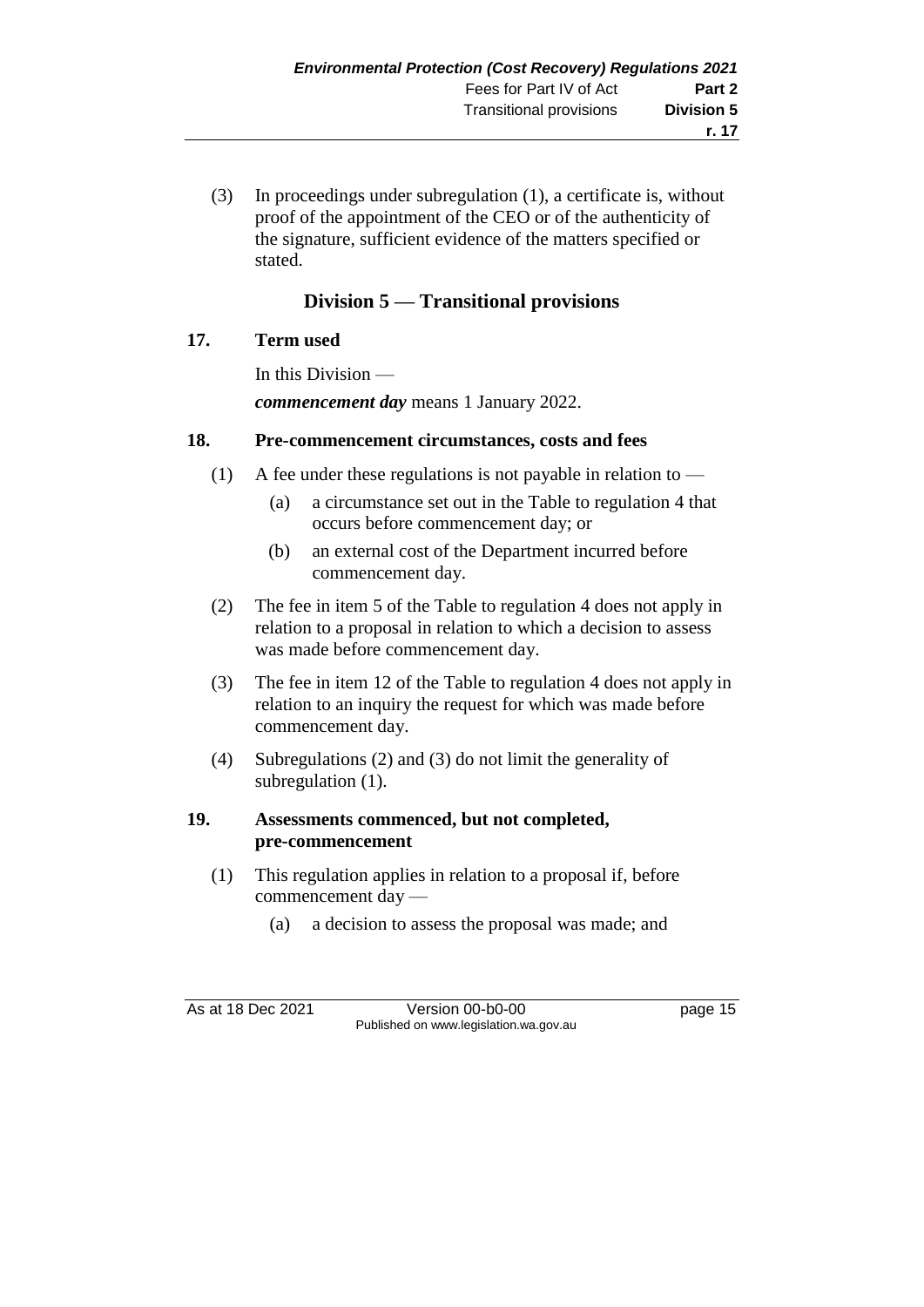(3) In proceedings under subregulation (1), a certificate is, without proof of the appointment of the CEO or of the authenticity of the signature, sufficient evidence of the matters specified or stated.

## Division 5 — Transitional provisions

### 17. Term used

In this Division —

***commencement day*** means 1 January 2022.

### 18. Pre-commencement circumstances, costs and fees

(1) A fee under these regulations is not payable in relation to —

(a) a circumstance set out in the Table to regulation 4 that occurs before commencement day; or

(b) an external cost of the Department incurred before commencement day.

(2) The fee in item 5 of the Table to regulation 4 does not apply in relation to a proposal in relation to which a decision to assess was made before commencement day.

(3) The fee in item 12 of the Table to regulation 4 does not apply in relation to an inquiry the request for which was made before commencement day.

(4) Subregulations (2) and (3) do not limit the generality of subregulation (1).

### 19. Assessments commenced, but not completed, pre-commencement

(1) This regulation applies in relation to a proposal if, before commencement day —

(a) a decision to assess the proposal was made; and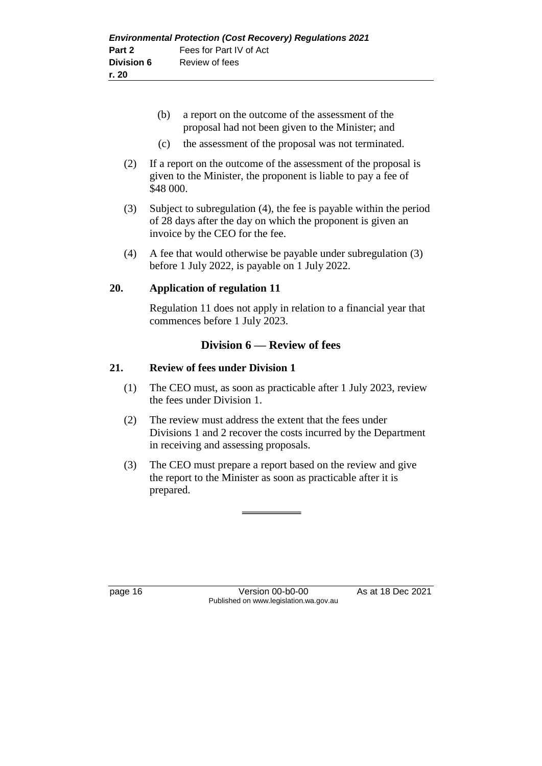(b) a report on the outcome of the assessment of the proposal had not been given to the Minister; and

(c) the assessment of the proposal was not terminated.

(2) If a report on the outcome of the assessment of the proposal is given to the Minister, the proponent is liable to pay a fee of $48 000.

(3) Subject to subregulation (4), the fee is payable within the period of 28 days after the day on which the proponent is given an invoice by the CEO for the fee.

(4) A fee that would otherwise be payable under subregulation (3) before 1 July 2022, is payable on 1 July 2022.

**20. Application of regulation 11**

Regulation 11 does not apply in relation to a financial year that commences before 1 July 2023.

## Division 6 — Review of fees

**21. Review of fees under Division 1**

(1) The CEO must, as soon as practicable after 1 July 2023, review the fees under Division 1.

(2) The review must address the extent that the fees under Divisions 1 and 2 recover the costs incurred by the Department in receiving and assessing proposals.

(3) The CEO must prepare a report based on the review and give the report to the Minister as soon as practicable after it is prepared.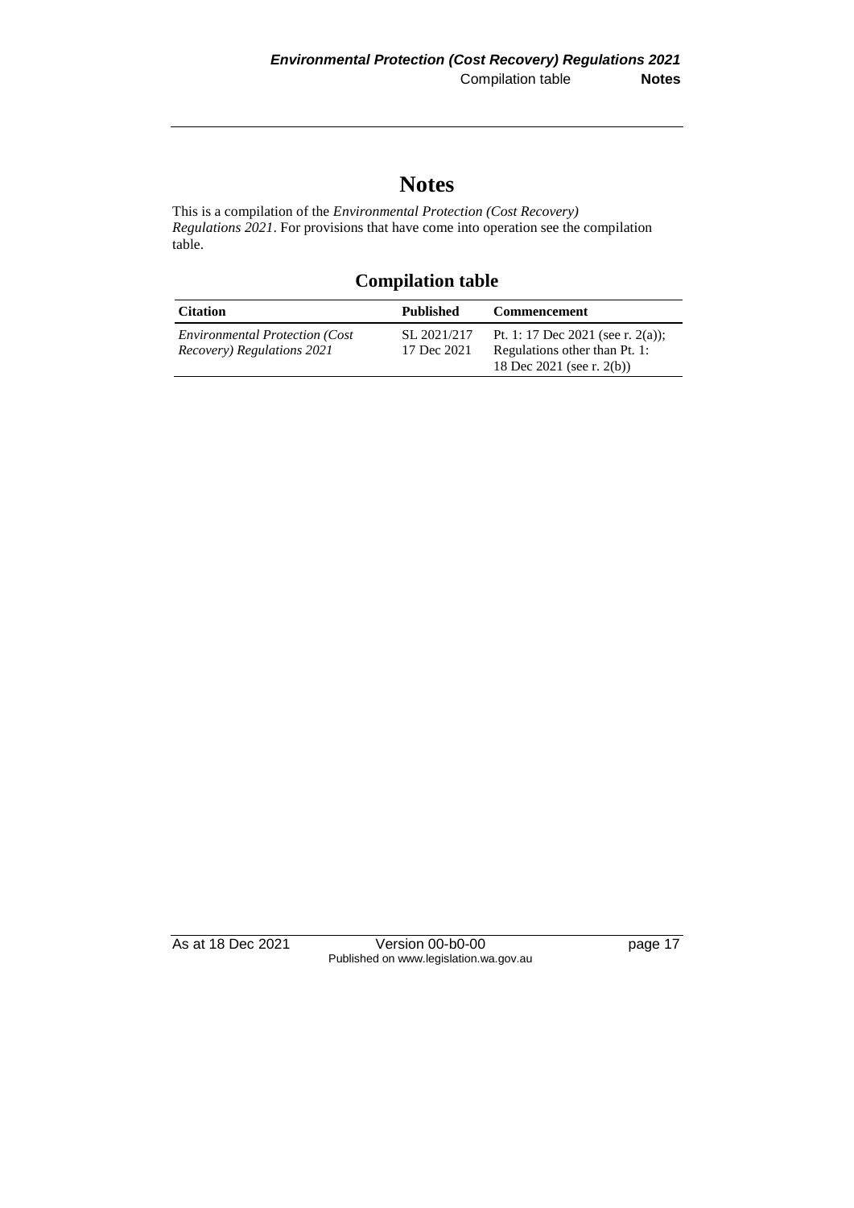# Notes

This is a compilation of the *Environmental Protection (Cost Recovery) Regulations 2021*. For provisions that have come into operation see the compilation table.

## Compilation table

| Citation | Published | Commencement |
|---|---|---|
| *Environmental Protection (Cost Recovery) Regulations 2021* | SL 2021/217 17 Dec 2021 | Pt. 1: 17 Dec 2021 (see r. 2(a)); Regulations other than Pt. 1: 18 Dec 2021 (see r. 2(b)) |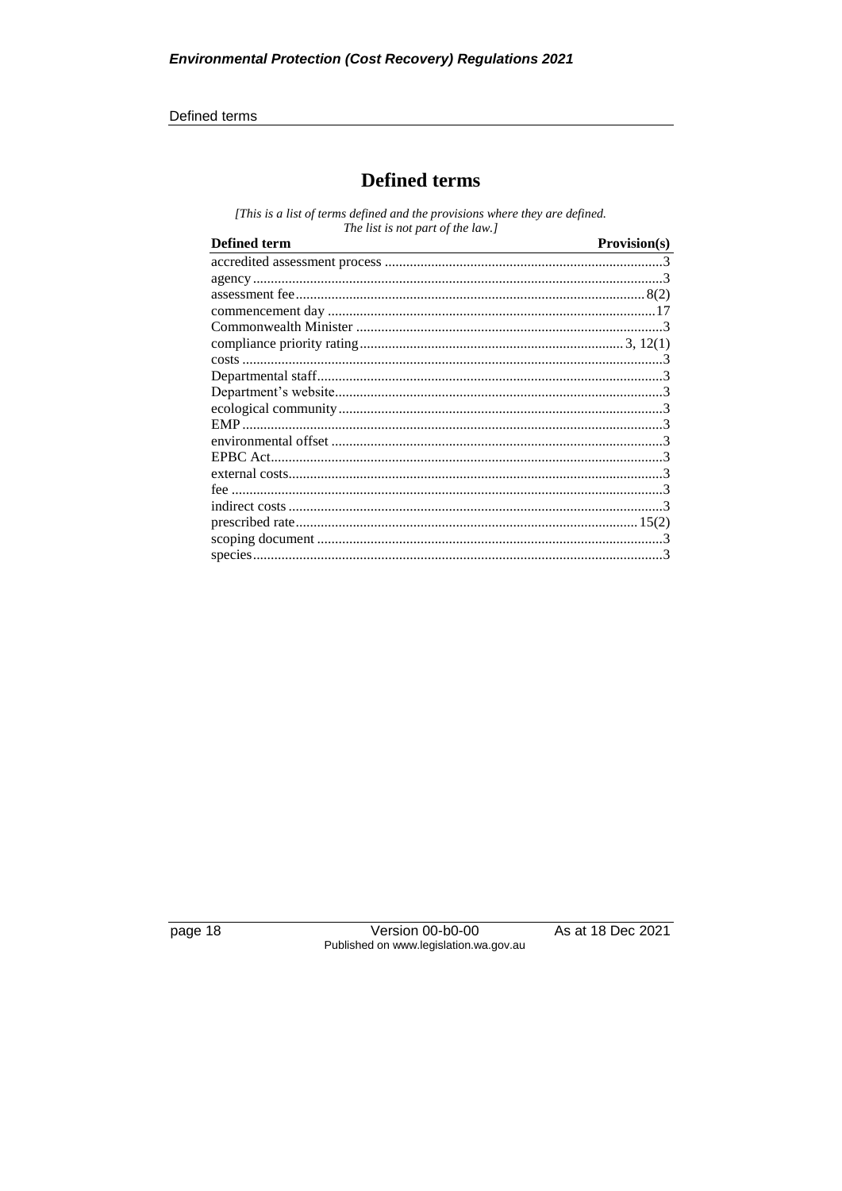# Defined terms

*[This is a list of terms defined and the provisions where they are defined. The list is not part of the law.]*

| Defined term | Provision(s) |
|---|---|
| accredited assessment process | 3 |
| agency | 3 |
| assessment fee | 8(2) |
| commencement day | 17 |
| Commonwealth Minister | 3 |
| compliance priority rating | 3, 12(1) |
| costs | 3 |
| Departmental staff | 3 |
| Department's website | 3 |
| ecological community | 3 |
| EMP | 3 |
| environmental offset | 3 |
| EPBC Act | 3 |
| external costs | 3 |
| fee | 3 |
| indirect costs | 3 |
| prescribed rate | 15(2) |
| scoping document | 3 |
| species | 3 |